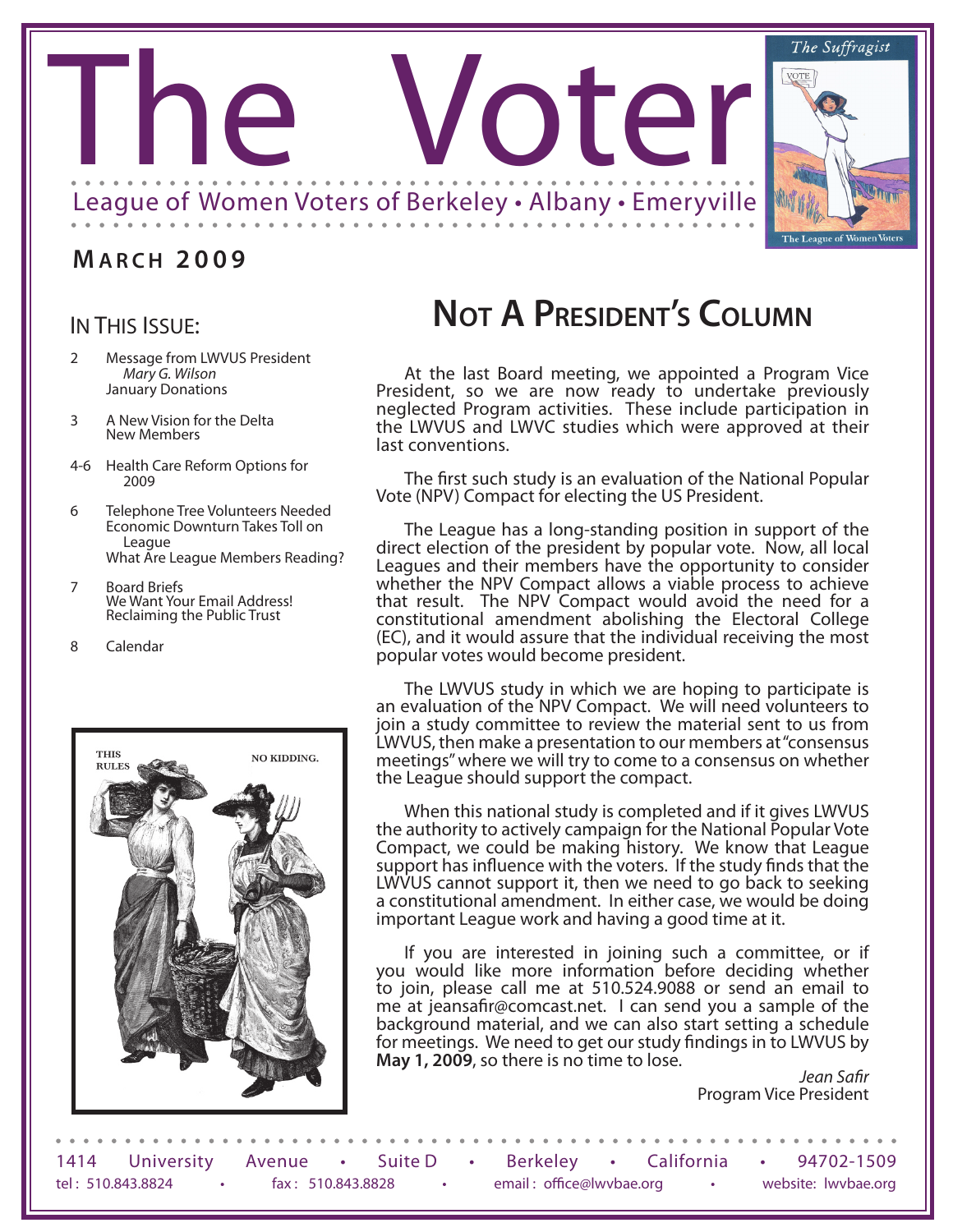# The Voter

League of Women Voters of Berkeley • Albany • Emeryville

**MARCH 2009**

## IN THIS ISSUE:

- 2 Message from LWVUS President *Mary G. Wilson*
  January Donations
- 3 A New Vision for the Delta
  New Members
- 4-6 Health Care Reform Options for 2009
- 6 Telephone Tree Volunteers Needed
  Economic Downturn Takes Toll on League
  What Are League Members Reading?
- 7 Board Briefs
  We Want Your Email Address!
  Reclaiming the Public Trust
- 8 Calendar

## NOT A PRESIDENT'S COLUMN

At the last Board meeting, we appointed a Program Vice President, so we are now ready to undertake previously neglected Program activities. These include participation in the LWVUS and LWVC studies which were approved at their last conventions.

The first such study is an evaluation of the National Popular Vote (NPV) Compact for electing the US President.

The League has a long-standing position in support of the direct election of the president by popular vote. Now, all local Leagues and their members have the opportunity to consider whether the NPV Compact allows a viable process to achieve that result. The NPV Compact would avoid the need for a constitutional amendment abolishing the Electoral College (EC), and it would assure that the individual receiving the most popular votes would become president.

The LWVUS study in which we are hoping to participate is an evaluation of the NPV Compact. We will need volunteers to join a study committee to review the material sent to us from LWVUS, then make a presentation to our members at "consensus meetings" where we will try to come to a consensus on whether the League should support the compact.

When this national study is completed and if it gives LWVUS the authority to actively campaign for the National Popular Vote Compact, we could be making history. We know that League support has influence with the voters. If the study finds that the LWVUS cannot support it, then we need to go back to seeking a constitutional amendment. In either case, we would be doing important League work and having a good time at it.

If you are interested in joining such a committee, or if you would like more information before deciding whether to join, please call me at 510.524.9088 or send an email to me at jeansafir@comcast.net. I can send you a sample of the background material, and we can also start setting a schedule for meetings. We need to get our study findings in to LWVUS by **May 1, 2009**, so there is no time to lose.

*Jean Safir*
Program Vice President

1414 University Avenue • Suite D • Berkeley • California • 94702-1509
tel: 510.843.8824 • fax: 510.843.8828 • email: office@lwvbae.org • website: lwvbae.org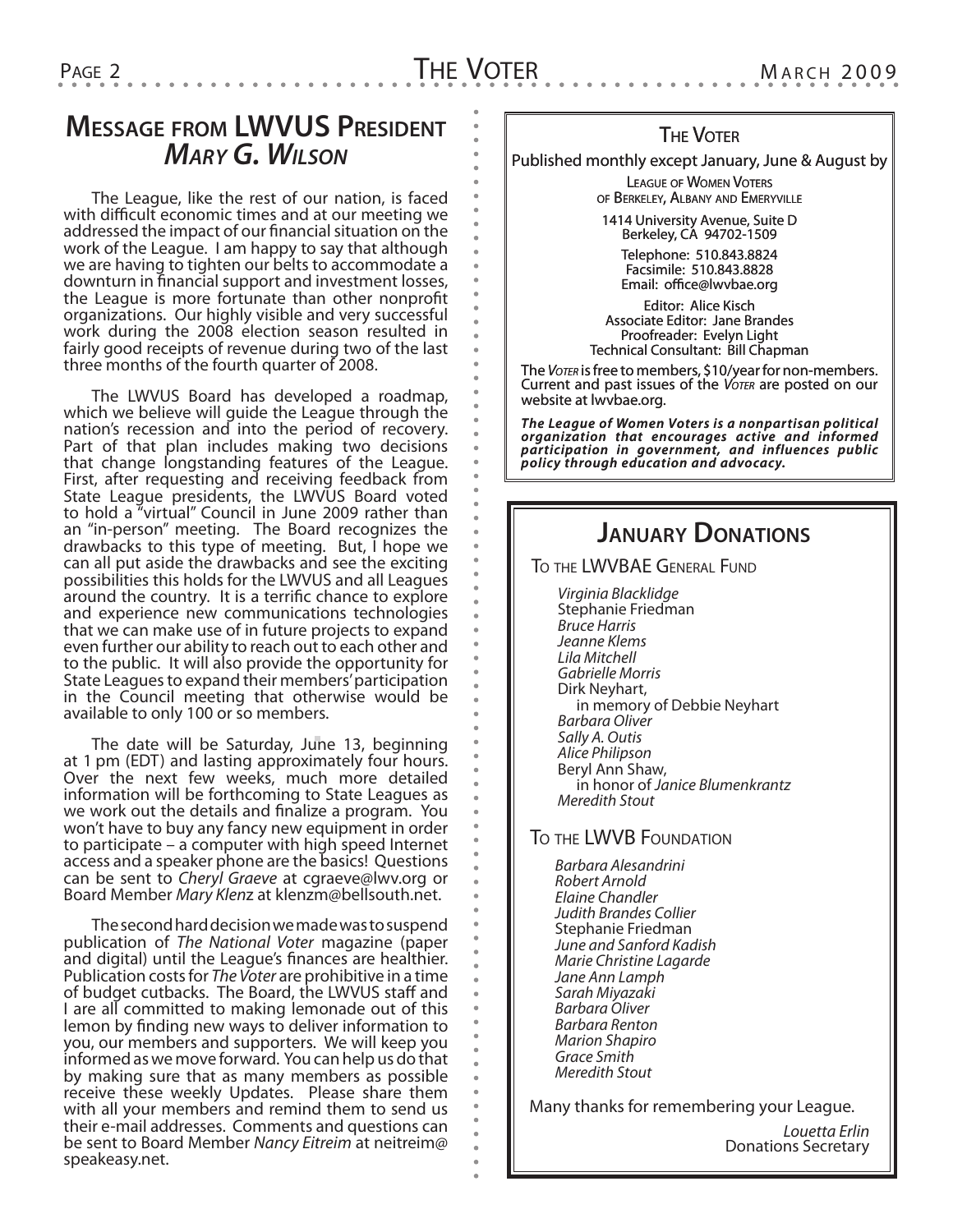## Message from LWVUS President *Mary G. Wilson*

The League, like the rest of our nation, is faced with difficult economic times and at our meeting we addressed the impact of our financial situation on the work of the League. I am happy to say that although we are having to tighten our belts to accommodate a downturn in financial support and investment losses, the League is more fortunate than other nonprofit organizations. Our highly visible and very successful work during the 2008 election season resulted in fairly good receipts of revenue during two of the last three months of the fourth quarter of 2008.

The LWVUS Board has developed a roadmap, which we believe will guide the League through the nation's recession and into the period of recovery. Part of that plan includes making two decisions that change longstanding features of the League. First, after requesting and receiving feedback from State League presidents, the LWVUS Board voted to hold a "virtual" Council in June 2009 rather than an "in-person" meeting. The Board recognizes the drawbacks to this type of meeting. But, I hope we can all put aside the drawbacks and see the exciting possibilities this holds for the LWVUS and all Leagues around the country. It is a terrific chance to explore and experience new communications technologies that we can make use of in future projects to expand even further our ability to reach out to each other and to the public. It will also provide the opportunity for State Leagues to expand their members' participation in the Council meeting that otherwise would be available to only 100 or so members.

The date will be Saturday, June 13, beginning at 1 pm (EDT) and lasting approximately four hours. Over the next few weeks, much more detailed information will be forthcoming to State Leagues as we work out the details and finalize a program. You won't have to buy any fancy new equipment in order to participate – a computer with high speed Internet access and a speaker phone are the basics! Questions can be sent to *Cheryl Graeve* at cgraeve@lwv.org or Board Member *Mary Klenz* at klenzm@bellsouth.net.

The second hard decision we made was to suspend publication of *The National Voter* magazine (paper and digital) until the League's finances are healthier. Publication costs for *The Voter* are prohibitive in a time of budget cutbacks. The Board, the LWVUS staff and I are all committed to making lemonade out of this lemon by finding new ways to deliver information to you, our members and supporters. We will keep you informed as we move forward. You can help us do that by making sure that as many members as possible receive these weekly Updates. Please share them with all your members and remind them to send us their e-mail addresses. Comments and questions can be sent to Board Member *Nancy Eitreim* at neitreim@speakeasy.net.

---

**The Voter**

Published monthly except January, June & August by

League of Women Voters
of Berkeley, Albany and Emeryville

1414 University Avenue, Suite D
Berkeley, CA 94702-1509

Telephone: 510.843.8824
Facsimile: 510.843.8828
Email: office@lwvbae.org

Editor: Alice Kisch
Associate Editor: Jane Brandes
Proofreader: Evelyn Light
Technical Consultant: Bill Chapman

The *Voter* is free to members, $10/year for non-members. Current and past issues of the *Voter* are posted on our website at lwvbae.org.

***The League of Women Voters is a nonpartisan political organization that encourages active and informed participation in government, and influences public policy through education and advocacy.***

---

## January Donations

### To the LWVBAE General Fund

*Virginia Blacklidge*
Stephanie Friedman
*Bruce Harris*
*Jeanne Klems*
*Lila Mitchell*
*Gabrielle Morris*
Dirk Neyhart,
in memory of Debbie Neyhart
*Barbara Oliver*
*Sally A. Outis*
*Alice Philipson*
Beryl Ann Shaw,
in honor of *Janice Blumenkrantz*
*Meredith Stout*

### To the LWVB Foundation

*Barbara Alesandrini*
*Robert Arnold*
*Elaine Chandler*
*Judith Brandes Collier*
Stephanie Friedman
*June and Sanford Kadish*
*Marie Christine Lagarde*
*Jane Ann Lamph*
*Sarah Miyazaki*
*Barbara Oliver*
*Barbara Renton*
*Marion Shapiro*
*Grace Smith*
*Meredith Stout*

Many thanks for remembering your League.

*Louetta Erlin*
Donations Secretary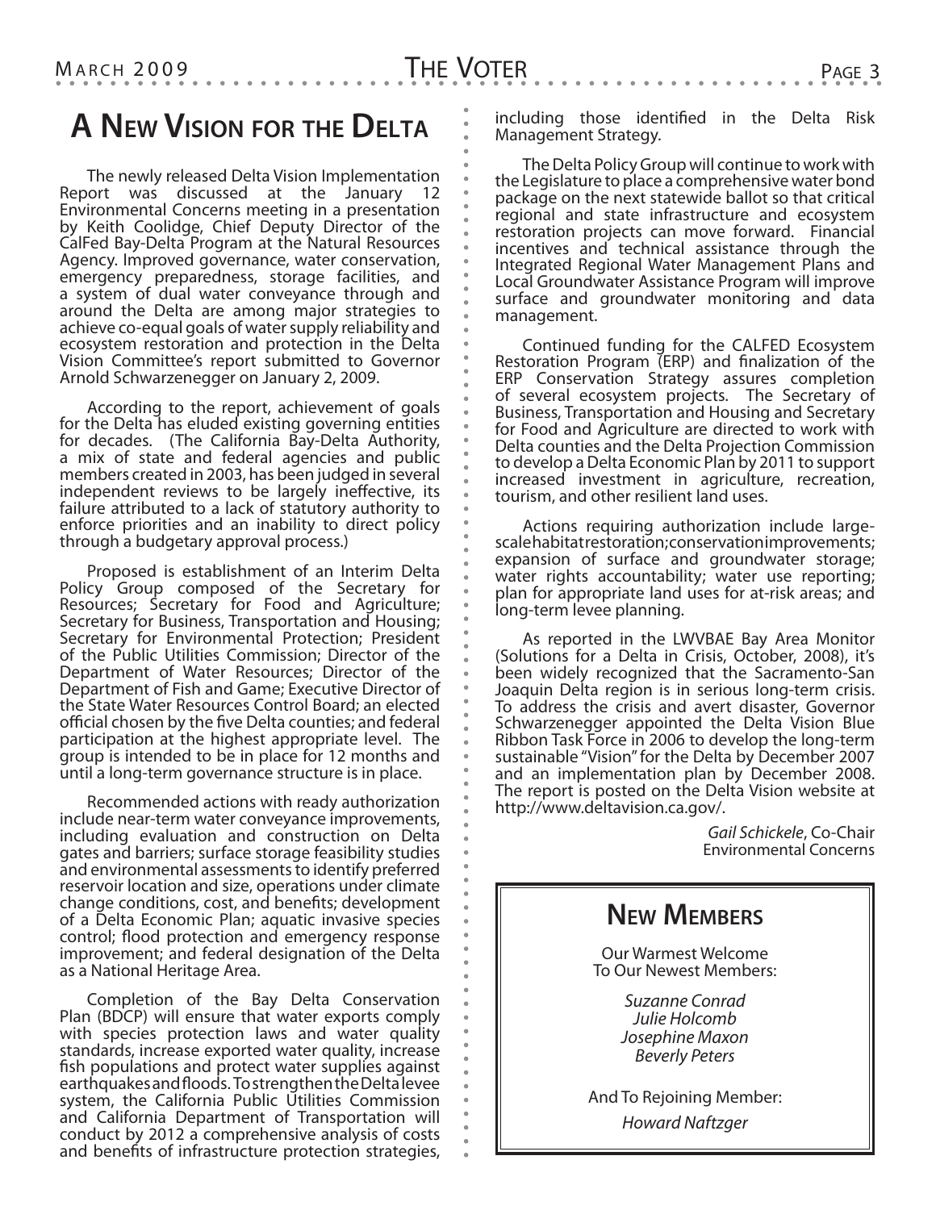## A New Vision for the Delta

The newly released Delta Vision Implementation Report was discussed at the January 12 Environmental Concerns meeting in a presentation by Keith Coolidge, Chief Deputy Director of the CalFed Bay-Delta Program at the Natural Resources Agency. Improved governance, water conservation, emergency preparedness, storage facilities, and a system of dual water conveyance through and around the Delta are among major strategies to achieve co-equal goals of water supply reliability and ecosystem restoration and protection in the Delta Vision Committee's report submitted to Governor Arnold Schwarzenegger on January 2, 2009.

According to the report, achievement of goals for the Delta has eluded existing governing entities for decades. (The California Bay-Delta Authority, a mix of state and federal agencies and public members created in 2003, has been judged in several independent reviews to be largely ineffective, its failure attributed to a lack of statutory authority to enforce priorities and an inability to direct policy through a budgetary approval process.)

Proposed is establishment of an Interim Delta Policy Group composed of the Secretary for Resources; Secretary for Food and Agriculture; Secretary for Business, Transportation and Housing; Secretary for Environmental Protection; President of the Public Utilities Commission; Director of the Department of Water Resources; Director of the Department of Fish and Game; Executive Director of the State Water Resources Control Board; an elected official chosen by the five Delta counties; and federal participation at the highest appropriate level. The group is intended to be in place for 12 months and until a long-term governance structure is in place.

Recommended actions with ready authorization include near-term water conveyance improvements, including evaluation and construction on Delta gates and barriers; surface storage feasibility studies and environmental assessments to identify preferred reservoir location and size, operations under climate change conditions, cost, and benefits; development of a Delta Economic Plan; aquatic invasive species control; flood protection and emergency response improvement; and federal designation of the Delta as a National Heritage Area.

Completion of the Bay Delta Conservation Plan (BDCP) will ensure that water exports comply with species protection laws and water quality standards, increase exported water quality, increase fish populations and protect water supplies against earthquakes and floods. To strengthen the Delta levee system, the California Public Utilities Commission and California Department of Transportation will conduct by 2012 a comprehensive analysis of costs and benefits of infrastructure protection strategies, including those identified in the Delta Risk Management Strategy.

The Delta Policy Group will continue to work with the Legislature to place a comprehensive water bond package on the next statewide ballot so that critical regional and state infrastructure and ecosystem restoration projects can move forward. Financial incentives and technical assistance through the Integrated Regional Water Management Plans and Local Groundwater Assistance Program will improve surface and groundwater monitoring and data management.

Continued funding for the CALFED Ecosystem Restoration Program (ERP) and finalization of the ERP Conservation Strategy assures completion of several ecosystem projects. The Secretary of Business, Transportation and Housing and Secretary for Food and Agriculture are directed to work with Delta counties and the Delta Projection Commission to develop a Delta Economic Plan by 2011 to support increased investment in agriculture, recreation, tourism, and other resilient land uses.

Actions requiring authorization include large-scale habitat restoration; conservation improvements; expansion of surface and groundwater storage; water rights accountability; water use reporting; plan for appropriate land uses for at-risk areas; and long-term levee planning.

As reported in the LWVBAE Bay Area Monitor (Solutions for a Delta in Crisis, October, 2008), it's been widely recognized that the Sacramento-San Joaquin Delta region is in serious long-term crisis. To address the crisis and avert disaster, Governor Schwarzenegger appointed the Delta Vision Blue Ribbon Task Force in 2006 to develop the long-term sustainable "Vision" for the Delta by December 2007 and an implementation plan by December 2008. The report is posted on the Delta Vision website at http://www.deltavision.ca.gov/.

*Gail Schickele*, Co-Chair
Environmental Concerns

## New Members

Our Warmest Welcome
To Our Newest Members:

*Suzanne Conrad*
*Julie Holcomb*
*Josephine Maxon*
*Beverly Peters*

And To Rejoining Member:

*Howard Naftzger*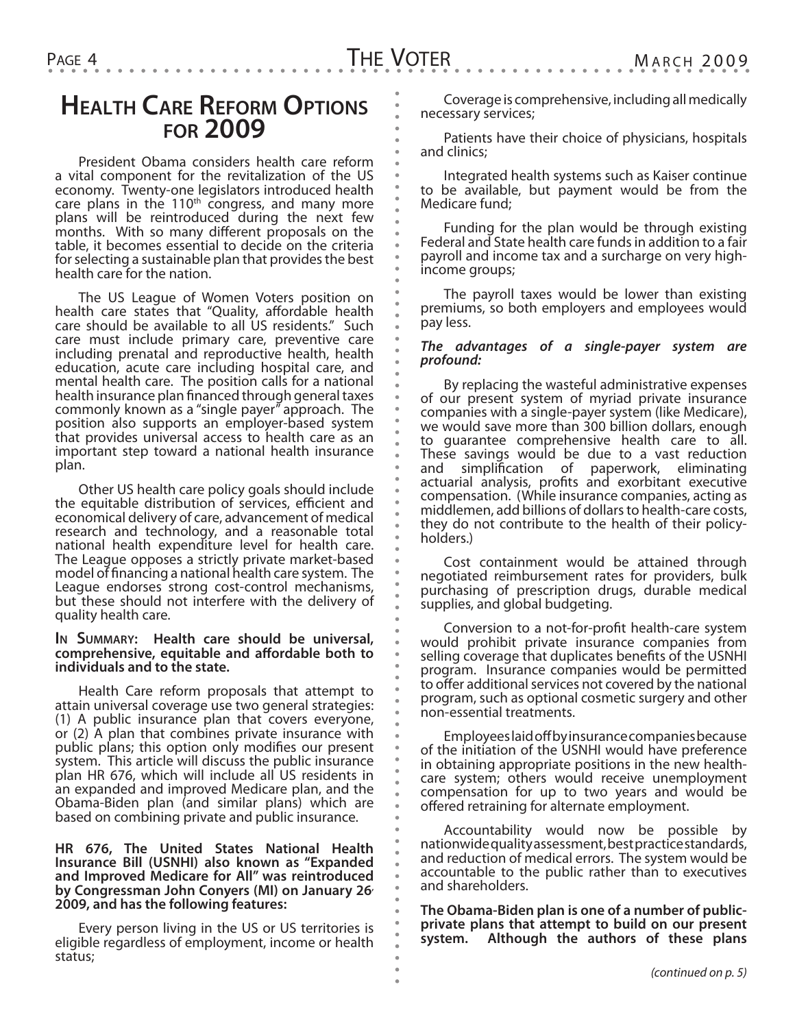# Health Care Reform Options for 2009

President Obama considers health care reform a vital component for the revitalization of the US economy. Twenty-one legislators introduced health care plans in the 110th congress, and many more plans will be reintroduced during the next few months. With so many different proposals on the table, it becomes essential to decide on the criteria for selecting a sustainable plan that provides the best health care for the nation.

The US League of Women Voters position on health care states that "Quality, affordable health care should be available to all US residents." Such care must include primary care, preventive care including prenatal and reproductive health, health education, acute care including hospital care, and mental health care. The position calls for a national health insurance plan financed through general taxes commonly known as a "single payer" approach. The position also supports an employer-based system that provides universal access to health care as an important step toward a national health insurance plan.

Other US health care policy goals should include the equitable distribution of services, efficient and economical delivery of care, advancement of medical research and technology, and a reasonable total national health expenditure level for health care. The League opposes a strictly private market-based model of financing a national health care system. The League endorses strong cost-control mechanisms, but these should not interfere with the delivery of quality health care.

**In Summary: Health care should be universal, comprehensive, equitable and affordable both to individuals and to the state.**

Health Care reform proposals that attempt to attain universal coverage use two general strategies: (1) A public insurance plan that covers everyone, or (2) A plan that combines private insurance with public plans; this option only modifies our present system. This article will discuss the public insurance plan HR 676, which will include all US residents in an expanded and improved Medicare plan, and the Obama-Biden plan (and similar plans) which are based on combining private and public insurance.

**HR 676, The United States National Health Insurance Bill (USNHI) also known as "Expanded and Improved Medicare for All" was reintroduced by Congressman John Conyers (MI) on January 26, 2009, and has the following features:**

Every person living in the US or US territories is eligible regardless of employment, income or health status;

Coverage is comprehensive, including all medically necessary services;

Patients have their choice of physicians, hospitals and clinics;

Integrated health systems such as Kaiser continue to be available, but payment would be from the Medicare fund;

Funding for the plan would be through existing Federal and State health care funds in addition to a fair payroll and income tax and a surcharge on very high-income groups;

The payroll taxes would be lower than existing premiums, so both employers and employees would pay less.

***The advantages of a single-payer system are profound:***

By replacing the wasteful administrative expenses of our present system of myriad private insurance companies with a single-payer system (like Medicare), we would save more than 300 billion dollars, enough to guarantee comprehensive health care to all. These savings would be due to a vast reduction and simplification of paperwork, eliminating actuarial analysis, profits and exorbitant executive compensation. (While insurance companies, acting as middlemen, add billions of dollars to health-care costs, they do not contribute to the health of their policy-holders.)

Cost containment would be attained through negotiated reimbursement rates for providers, bulk purchasing of prescription drugs, durable medical supplies, and global budgeting.

Conversion to a not-for-profit health-care system would prohibit private insurance companies from selling coverage that duplicates benefits of the USNHI program. Insurance companies would be permitted to offer additional services not covered by the national program, such as optional cosmetic surgery and other non-essential treatments.

Employees laid off by insurance companies because of the initiation of the USNHI would have preference in obtaining appropriate positions in the new health-care system; others would receive unemployment compensation for up to two years and would be offered retraining for alternate employment.

Accountability would now be possible by nationwide quality assessment, best practice standards, and reduction of medical errors. The system would be accountable to the public rather than to executives and shareholders.

**The Obama-Biden plan is one of a number of public-private plans that attempt to build on our present system. Although the authors of these plans**

*(continued on p. 5)*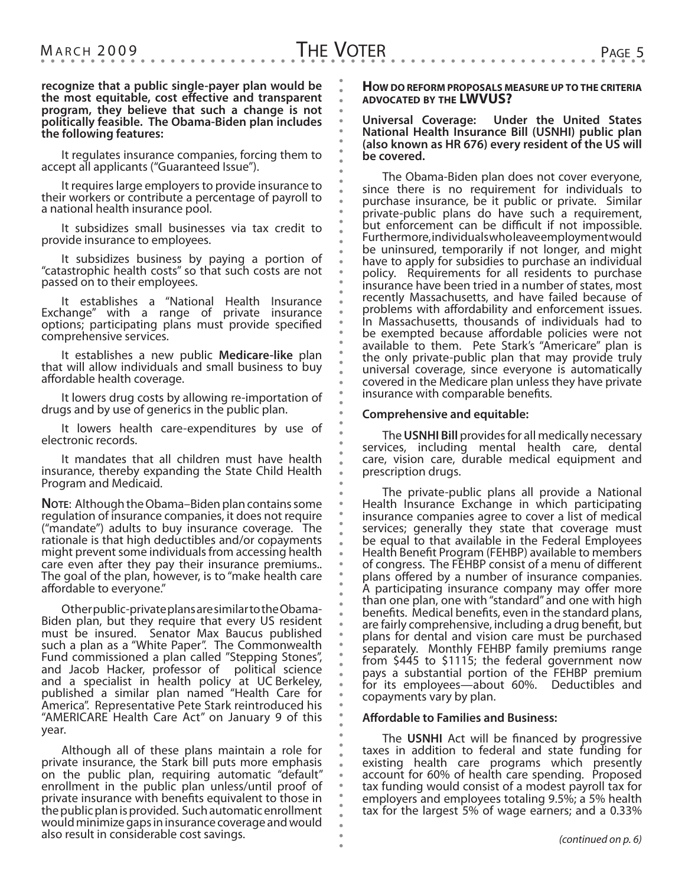**recognize that a public single-payer plan would be the most equitable, cost effective and transparent program, they believe that such a change is not politically feasible. The Obama-Biden plan includes the following features:**

It regulates insurance companies, forcing them to accept all applicants ("Guaranteed Issue").

It requires large employers to provide insurance to their workers or contribute a percentage of payroll to a national health insurance pool.

It subsidizes small businesses via tax credit to provide insurance to employees.

It subsidizes business by paying a portion of "catastrophic health costs" so that such costs are not passed on to their employees.

It establishes a "National Health Insurance Exchange" with a range of private insurance options; participating plans must provide specified comprehensive services.

It establishes a new public **Medicare-like** plan that will allow individuals and small business to buy affordable health coverage.

It lowers drug costs by allowing re-importation of drugs and by use of generics in the public plan.

It lowers health care-expenditures by use of electronic records.

It mandates that all children must have health insurance, thereby expanding the State Child Health Program and Medicaid.

**Note**: Although the Obama–Biden plan contains some regulation of insurance companies, it does not require ("mandate") adults to buy insurance coverage. The rationale is that high deductibles and/or copayments might prevent some individuals from accessing health care even after they pay their insurance premiums.. The goal of the plan, however, is to "make health care affordable to everyone."

Other public-private plans are similar to the Obama-Biden plan, but they require that every US resident must be insured. Senator Max Baucus published such a plan as a "White Paper". The Commonwealth Fund commissioned a plan called "Stepping Stones", and Jacob Hacker, professor of political science and a specialist in health policy at UC Berkeley, published a similar plan named "Health Care for America". Representative Pete Stark reintroduced his "AMERICARE Health Care Act" on January 9 of this year.

Although all of these plans maintain a role for private insurance, the Stark bill puts more emphasis on the public plan, requiring automatic "default" enrollment in the public plan unless/until proof of private insurance with benefits equivalent to those in the public plan is provided. Such automatic enrollment would minimize gaps in insurance coverage and would also result in considerable cost savings.

### How do reform proposals measure up to the criteria advocated by the LWVUS?

**Universal Coverage: Under the United States National Health Insurance Bill (USNHI) public plan (also known as HR 676) every resident of the US will be covered.**

The Obama-Biden plan does not cover everyone, since there is no requirement for individuals to purchase insurance, be it public or private. Similar private-public plans do have such a requirement, but enforcement can be difficult if not impossible. Furthermore, individuals who leave employment would be uninsured, temporarily if not longer, and might have to apply for subsidies to purchase an individual policy. Requirements for all residents to purchase insurance have been tried in a number of states, most recently Massachusetts, and have failed because of problems with affordability and enforcement issues. In Massachusetts, thousands of individuals had to be exempted because affordable policies were not available to them. Pete Stark's "Americare" plan is the only private-public plan that may provide truly universal coverage, since everyone is automatically covered in the Medicare plan unless they have private insurance with comparable benefits.

**Comprehensive and equitable:**

The **USNHI Bill** provides for all medically necessary services, including mental health care, dental care, vision care, durable medical equipment and prescription drugs.

The private-public plans all provide a National Health Insurance Exchange in which participating insurance companies agree to cover a list of medical services; generally they state that coverage must be equal to that available in the Federal Employees Health Benefit Program (FEHBP) available to members of congress. The FEHBP consist of a menu of different plans offered by a number of insurance companies. A participating insurance company may offer more than one plan, one with "standard" and one with high benefits. Medical benefits, even in the standard plans, are fairly comprehensive, including a drug benefit, but plans for dental and vision care must be purchased separately. Monthly FEHBP family premiums range from $445 to $1115; the federal government now pays a substantial portion of the FEHBP premium for its employees—about 60%. Deductibles and copayments vary by plan.

**Affordable to Families and Business:**

The **USNHI** Act will be financed by progressive taxes in addition to federal and state funding for existing health care programs which presently account for 60% of health care spending. Proposed tax funding would consist of a modest payroll tax for employers and employees totaling 9.5%; a 5% health tax for the largest 5% of wage earners; and a 0.33%

*(continued on p. 6)*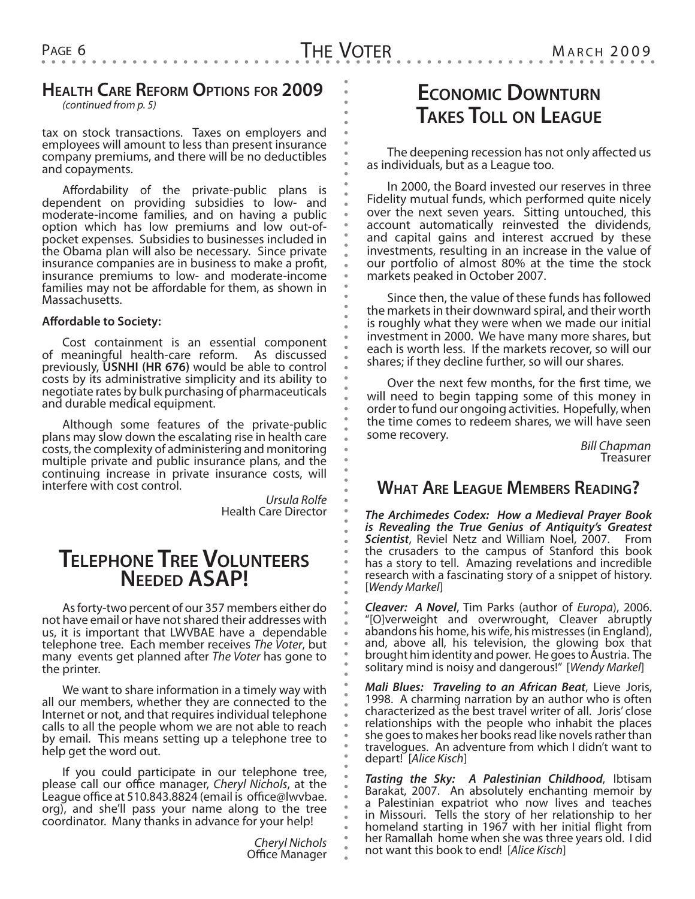## Health Care Reform Options for 2009

*(continued from p. 5)*

tax on stock transactions. Taxes on employers and employees will amount to less than present insurance company premiums, and there will be no deductibles and copayments.

Affordability of the private-public plans is dependent on providing subsidies to low- and moderate-income families, and on having a public option which has low premiums and low out-of-pocket expenses. Subsidies to businesses included in the Obama plan will also be necessary. Since private insurance companies are in business to make a profit, insurance premiums to low- and moderate-income families may not be affordable for them, as shown in Massachusetts.

**Affordable to Society:**

Cost containment is an essential component of meaningful health-care reform. As discussed previously, **USNHI (HR 676)** would be able to control costs by its administrative simplicity and its ability to negotiate rates by bulk purchasing of pharmaceuticals and durable medical equipment.

Although some features of the private-public plans may slow down the escalating rise in health care costs, the complexity of administering and monitoring multiple private and public insurance plans, and the continuing increase in private insurance costs, will interfere with cost control.

*Ursula Rolfe*
Health Care Director

## Telephone Tree Volunteers Needed ASAP!

As forty-two percent of our 357 members either do not have email or have not shared their addresses with us, it is important that LWVBAE have a dependable telephone tree. Each member receives *The Voter*, but many events get planned after *The Voter* has gone to the printer.

We want to share information in a timely way with all our members, whether they are connected to the Internet or not, and that requires individual telephone calls to all the people whom we are not able to reach by email. This means setting up a telephone tree to help get the word out.

If you could participate in our telephone tree, please call our office manager, *Cheryl Nichols*, at the League office at 510.843.8824 (email is office@lwvbae.org), and she'll pass your name along to the tree coordinator. Many thanks in advance for your help!

*Cheryl Nichols*
Office Manager

## Economic Downturn Takes Toll on League

The deepening recession has not only affected us as individuals, but as a League too.

In 2000, the Board invested our reserves in three Fidelity mutual funds, which performed quite nicely over the next seven years. Sitting untouched, this account automatically reinvested the dividends, and capital gains and interest accrued by these investments, resulting in an increase in the value of our portfolio of almost 80% at the time the stock markets peaked in October 2007.

Since then, the value of these funds has followed the markets in their downward spiral, and their worth is roughly what they were when we made our initial investment in 2000. We have many more shares, but each is worth less. If the markets recover, so will our shares; if they decline further, so will our shares.

Over the next few months, for the first time, we will need to begin tapping some of this money in order to fund our ongoing activities. Hopefully, when the time comes to redeem shares, we will have seen some recovery.

*Bill Chapman*
Treasurer

## What Are League Members Reading?

***The Archimedes Codex: How a Medieval Prayer Book is Revealing the True Genius of Antiquity's Greatest Scientist***, Reviel Netz and William Noel, 2007. From the crusaders to the campus of Stanford this book has a story to tell. Amazing revelations and incredible research with a fascinating story of a snippet of history. [*Wendy Markel*]

***Cleaver: A Novel***, Tim Parks (author of *Europa*), 2006. "[O]verweight and overwrought, Cleaver abruptly abandons his home, his wife, his mistresses (in England), and, above all, his television, the glowing box that brought him identity and power. He goes to Austria. The solitary mind is noisy and dangerous!" [*Wendy Markel*]

***Mali Blues: Traveling to an African Beat***, Lieve Joris, 1998. A charming narration by an author who is often characterized as the best travel writer of all. Joris' close relationships with the people who inhabit the places she goes to makes her books read like novels rather than travelogues. An adventure from which I didn't want to depart! [*Alice Kisch*]

***Tasting the Sky: A Palestinian Childhood***, Ibtisam Barakat, 2007. An absolutely enchanting memoir by a Palestinian expatriot who now lives and teaches in Missouri. Tells the story of her relationship to her homeland starting in 1967 with her initial flight from her Ramallah home when she was three years old. I did not want this book to end! [*Alice Kisch*]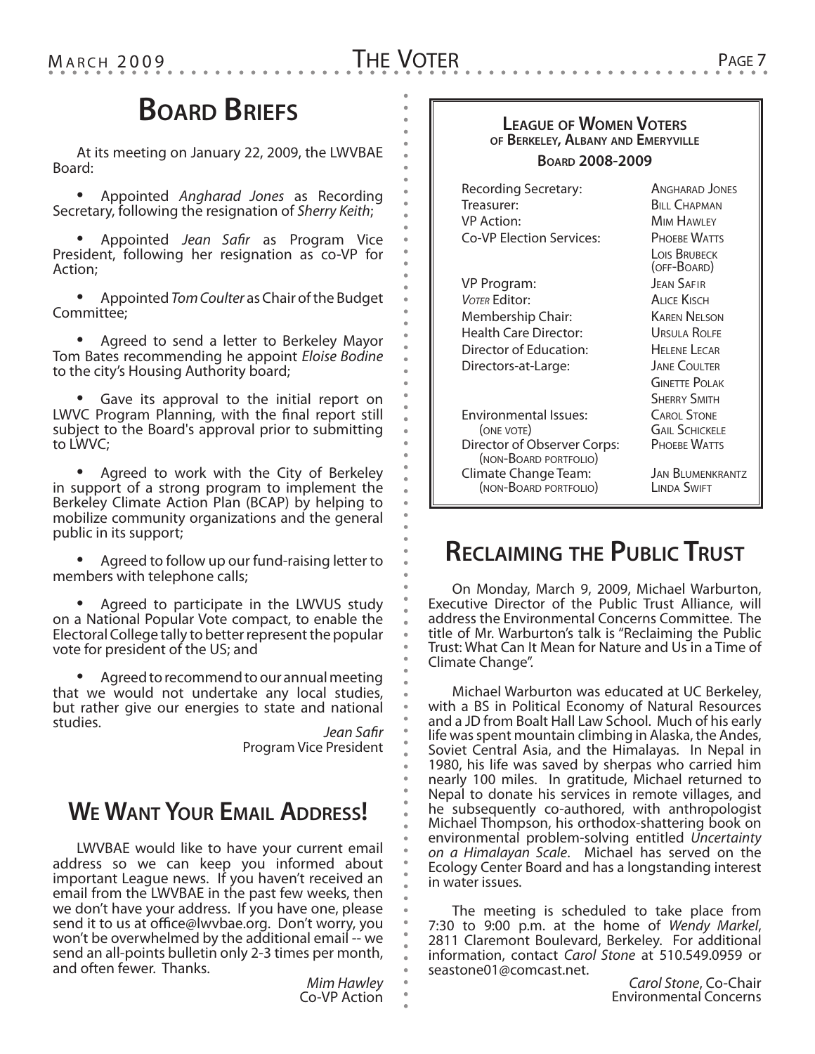# Board Briefs

At its meeting on January 22, 2009, the LWVBAE Board:

- Appointed *Angharad Jones* as Recording Secretary, following the resignation of *Sherry Keith*;

- Appointed *Jean Safir* as Program Vice President, following her resignation as co-VP for Action;

- Appointed *Tom Coulter* as Chair of the Budget Committee;

- Agreed to send a letter to Berkeley Mayor Tom Bates recommending he appoint *Eloise Bodine* to the city's Housing Authority board;

- Gave its approval to the initial report on LWVC Program Planning, with the final report still subject to the Board's approval prior to submitting to LWVC;

- Agreed to work with the City of Berkeley in support of a strong program to implement the Berkeley Climate Action Plan (BCAP) by helping to mobilize community organizations and the general public in its support;

- Agreed to follow up our fund-raising letter to members with telephone calls;

- Agreed to participate in the LWVUS study on a National Popular Vote compact, to enable the Electoral College tally to better represent the popular vote for president of the US; and

- Agreed to recommend to our annual meeting that we would not undertake any local studies, but rather give our energies to state and national studies.

*Jean Safir*
Program Vice President

# We Want Your Email Address!

LWVBAE would like to have your current email address so we can keep you informed about important League news. If you haven't received an email from the LWVBAE in the past few weeks, then we don't have your address. If you have one, please send it to us at office@lwvbae.org. Don't worry, you won't be overwhelmed by the additional email -- we send an all-points bulletin only 2-3 times per month, and often fewer. Thanks.

*Mim Hawley*
Co-VP Action

## League of Women Voters of Berkeley, Albany and Emeryville

### Board 2008-2009

| Position | Name |
|---|---|
| Recording Secretary: | Angharad Jones |
| Treasurer: | Bill Chapman |
| VP Action: | Mim Hawley |
| Co-VP Election Services: | Phoebe Watts<br>Lois Brubeck (off-Board) |
| VP Program: | Jean Safir |
| *Voter* Editor: | Alice Kisch |
| Membership Chair: | Karen Nelson |
| Health Care Director: | Ursula Rolfe |
| Director of Education: | Helene Lecar |
| Directors-at-Large: | Jane Coulter<br>Ginette Polak<br>Sherry Smith |
| Environmental Issues: (one vote) | Carol Stone<br>Gail Schickele |
| Director of Observer Corps: (non-Board portfolio) | Phoebe Watts |
| Climate Change Team: (non-Board portfolio) | Jan Blumenkrantz<br>Linda Swift |

# Reclaiming the Public Trust

On Monday, March 9, 2009, Michael Warburton, Executive Director of the Public Trust Alliance, will address the Environmental Concerns Committee. The title of Mr. Warburton's talk is "Reclaiming the Public Trust: What Can It Mean for Nature and Us in a Time of Climate Change".

Michael Warburton was educated at UC Berkeley, with a BS in Political Economy of Natural Resources and a JD from Boalt Hall Law School. Much of his early life was spent mountain climbing in Alaska, the Andes, Soviet Central Asia, and the Himalayas. In Nepal in 1980, his life was saved by sherpas who carried him nearly 100 miles. In gratitude, Michael returned to Nepal to donate his services in remote villages, and he subsequently co-authored, with anthropologist Michael Thompson, his orthodox-shattering book on environmental problem-solving entitled *Uncertainty on a Himalayan Scale*. Michael has served on the Ecology Center Board and has a longstanding interest in water issues.

The meeting is scheduled to take place from 7:30 to 9:00 p.m. at the home of *Wendy Markel*, 2811 Claremont Boulevard, Berkeley. For additional information, contact *Carol Stone* at 510.549.0959 or seastone01@comcast.net.

*Carol Stone*, Co-Chair
Environmental Concerns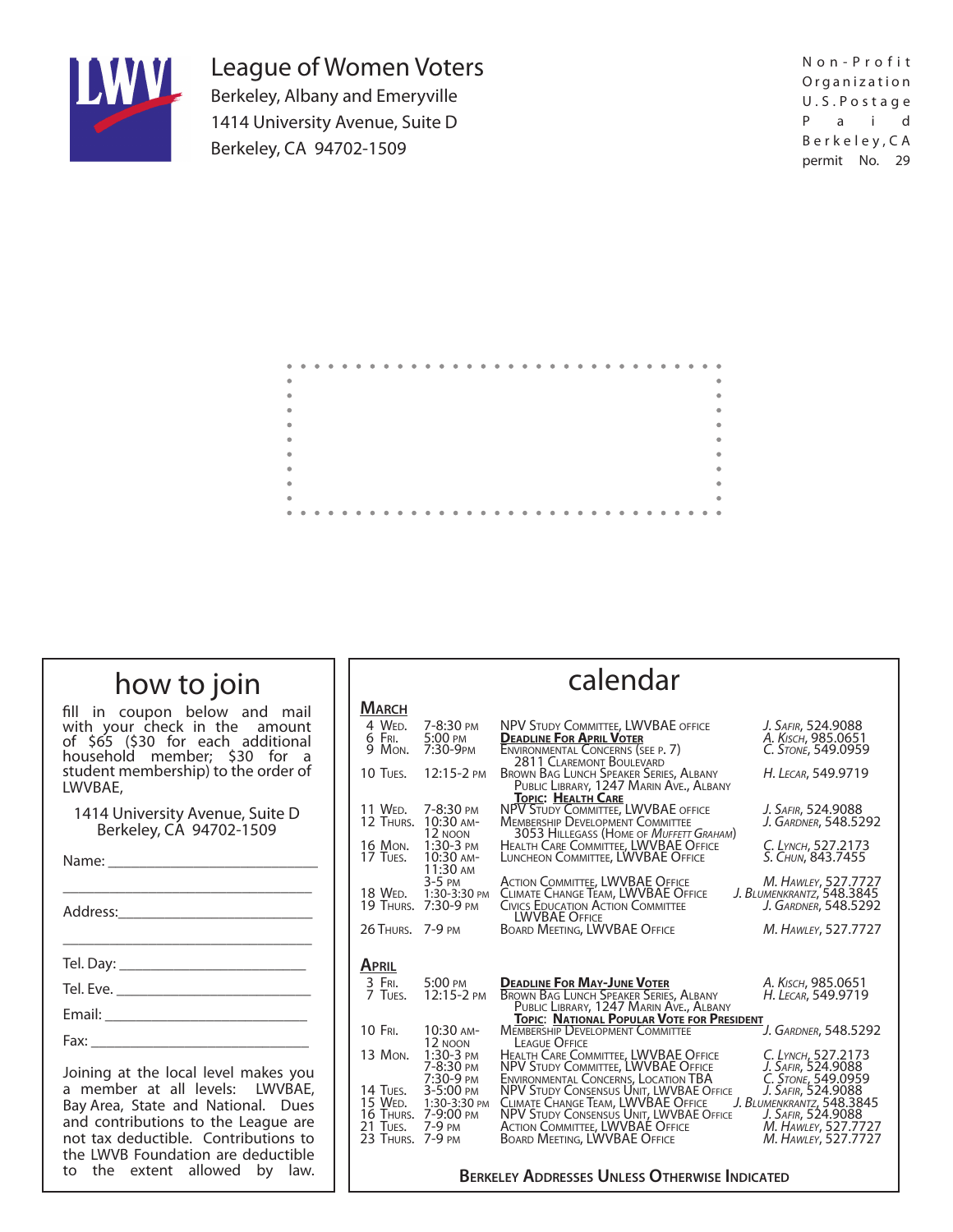LWV

League of Women Voters
Berkeley, Albany and Emeryville
1414 University Avenue, Suite D
Berkeley, CA 94702-1509

Non-Profit
Organization
U.S. Postage
Paid
Berkeley, CA
permit No. 29

## how to join

fill in coupon below and mail with your check in the amount of $65 ($30 for each additional household member; $30 for a student membership) to the order of LWVBAE,

1414 University Avenue, Suite D
Berkeley, CA 94702-1509

Name: ___________________________

___________________________

Address: ___________________________

___________________________

Tel. Day: ___________________________

Tel. Eve. ___________________________

Email: ___________________________

Fax: ___________________________

Joining at the local level makes you a member at all levels: LWVBAE, Bay Area, State and National. Dues and contributions to the League are not tax deductible. Contributions to the LWVB Foundation are deductible to the extent allowed by law.

## calendar

### March

| | | | |
|---|---|---|---|
| 4 Wed. | 7-8:30 pm | NPV Study Committee, LWVBAE office | *J. Safir*, 524.9088 |
| 6 Fri. | 5:00 pm | **Deadline For April Voter** | *A. Kisch*, 985.0651 |
| 9 Mon. | 7:30-9pm | Environmental Concerns (see p. 7) 2811 Claremont Boulevard | *C. Stone*, 549.0959 |
| 10 Tues. | 12:15-2 pm | Brown Bag Lunch Speaker Series, Albany Public Library, 1247 Marin Ave., Albany **Topic: Health Care** | *H. Lecar*, 549.9719 |
| 11 Wed. | 7-8:30 pm | NPV Study Committee, LWVBAE office | *J. Safir*, 524.9088 |
| 12 Thurs. | 10:30 am-12 noon | Membership Development Committee 3053 Hillegass (Home of *Muffett Graham*) | *J. Gardner*, 548.5292 |
| 16 Mon. | 1:30-3 pm | Health Care Committee, LWVBAE Office | *C. Lynch*, 527.2173 |
| 17 Tues. | 10:30 am-11:30 am | Luncheon Committee, LWVBAE Office | *S. Chun*, 843.7455 |
| | 3-5 pm | Action Committee, LWVBAE Office | *M. Hawley*, 527.7727 |
| 18 Wed. | 1:30-3:30 pm | Climate Change Team, LWVBAE Office | *J. Blumenkrantz*, 548.3845 |
| 19 Thurs. | 7:30-9 pm | Civics Education Action Committee LWVBAE Office | *J. Gardner*, 548.5292 |
| 26 Thurs. | 7-9 pm | Board Meeting, LWVBAE Office | *M. Hawley*, 527.7727 |

### April

| | | | |
|---|---|---|---|
| 3 Fri. | 5:00 pm | **Deadline For May-June Voter** | *A. Kisch*, 985.0651 |
| 7 Tues. | 12:15-2 pm | Brown Bag Lunch Speaker Series, Albany Public Library, 1247 Marin Ave., Albany **Topic: National Popular Vote for President** | *H. Lecar*, 549.9719 |
| 10 Fri. | 10:30 am-12 noon | Membership Development Committee League Office | *J. Gardner*, 548.5292 |
| 13 Mon. | 1:30-3 pm | Health Care Committee, LWVBAE Office | *C. Lynch*, 527.2173 |
| | 7-8:30 pm | NPV Study Committee, LWVBAE Office | *J. Safir*, 524.9088 |
| | 7:30-9 pm | Environmental Concerns, Location TBA | *C. Stone*, 549.0959 |
| 14 Tues. | 3-5:00 pm | NPV Study Consensus Unit, LWVBAE Office | *J. Safir*, 524.9088 |
| 15 Wed. | 1:30-3:30 pm | Climate Change Team, LWVBAE Office | *J. Blumenkrantz*, 548.3845 |
| 16 Thurs. | 7-9:00 pm | NPV Study Consensus Unit, LWVBAE Office | *J. Safir*, 524.9088 |
| 21 Tues. | 7-9 pm | Action Committee, LWVBAE Office | *M. Hawley*, 527.7727 |
| 23 Thurs. | 7-9 pm | Board Meeting, LWVBAE Office | *M. Hawley*, 527.7727 |

**Berkeley Addresses Unless Otherwise Indicated**